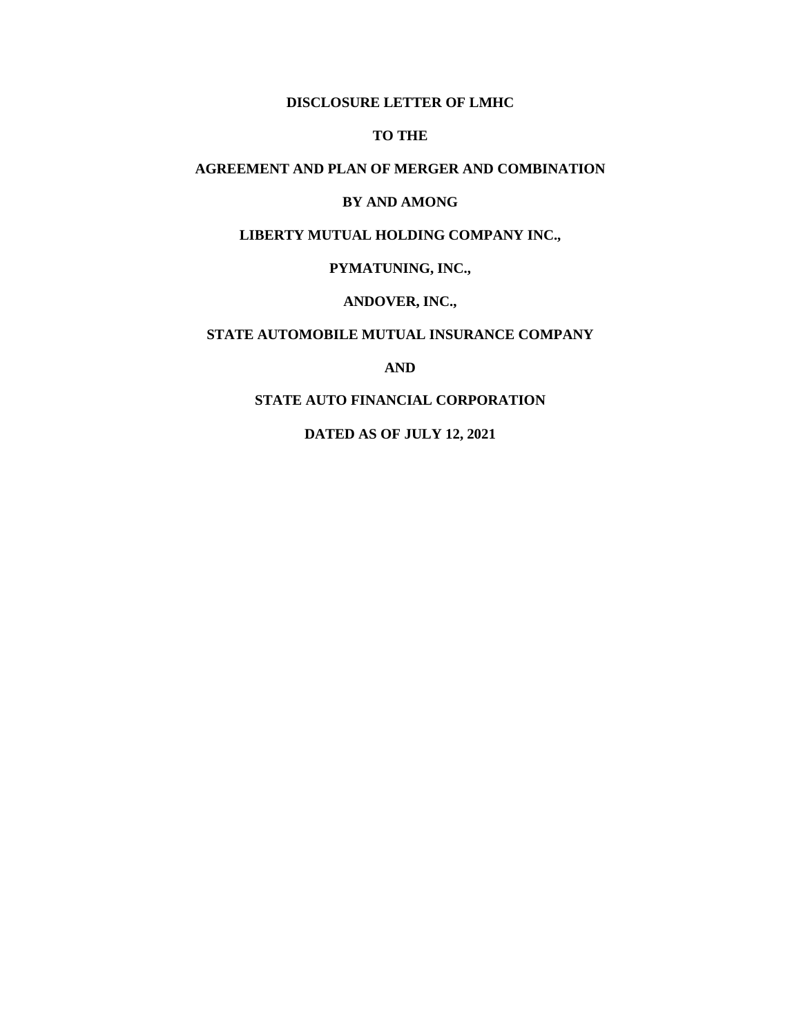**DISCLOSURE LETTER OF LMHC**

**TO THE**

**AGREEMENT AND PLAN OF MERGER AND COMBINATION**

**BY AND AMONG**

**LIBERTY MUTUAL HOLDING COMPANY INC.,**

**PYMATUNING, INC.,**

**ANDOVER, INC.,**

**STATE AUTOMOBILE MUTUAL INSURANCE COMPANY**

**AND**

**STATE AUTO FINANCIAL CORPORATION**

**DATED AS OF JULY 12, 2021**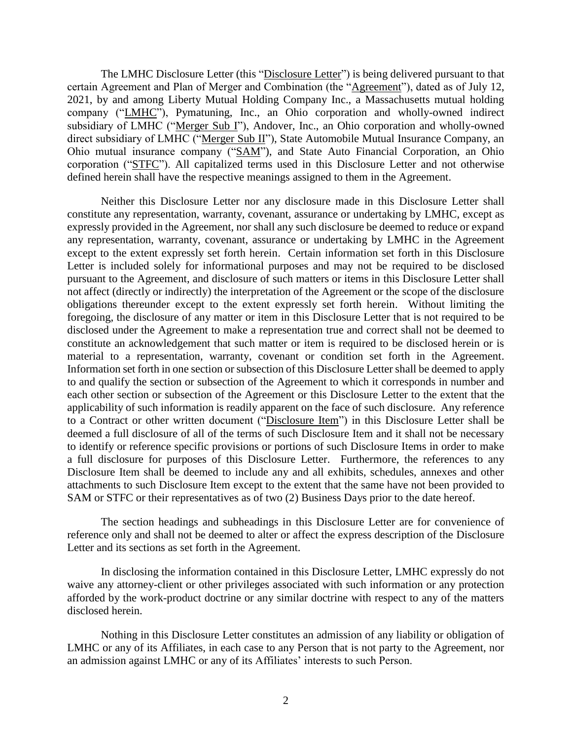The LMHC Disclosure Letter (this "Disclosure Letter") is being delivered pursuant to that certain Agreement and Plan of Merger and Combination (the "Agreement"), dated as of July 12, 2021, by and among Liberty Mutual Holding Company Inc., a Massachusetts mutual holding company ("LMHC"), Pymatuning, Inc., an Ohio corporation and wholly-owned indirect subsidiary of LMHC ("Merger Sub I"), Andover, Inc., an Ohio corporation and wholly-owned direct subsidiary of LMHC ("Merger Sub II"), State Automobile Mutual Insurance Company, an Ohio mutual insurance company ("SAM"), and State Auto Financial Corporation, an Ohio corporation ("STFC"). All capitalized terms used in this Disclosure Letter and not otherwise defined herein shall have the respective meanings assigned to them in the Agreement.

Neither this Disclosure Letter nor any disclosure made in this Disclosure Letter shall constitute any representation, warranty, covenant, assurance or undertaking by LMHC, except as expressly provided in the Agreement, nor shall any such disclosure be deemed to reduce or expand any representation, warranty, covenant, assurance or undertaking by LMHC in the Agreement except to the extent expressly set forth herein. Certain information set forth in this Disclosure Letter is included solely for informational purposes and may not be required to be disclosed pursuant to the Agreement, and disclosure of such matters or items in this Disclosure Letter shall not affect (directly or indirectly) the interpretation of the Agreement or the scope of the disclosure obligations thereunder except to the extent expressly set forth herein. Without limiting the foregoing, the disclosure of any matter or item in this Disclosure Letter that is not required to be disclosed under the Agreement to make a representation true and correct shall not be deemed to constitute an acknowledgement that such matter or item is required to be disclosed herein or is material to a representation, warranty, covenant or condition set forth in the Agreement. Information set forth in one section or subsection of this Disclosure Letter shall be deemed to apply to and qualify the section or subsection of the Agreement to which it corresponds in number and each other section or subsection of the Agreement or this Disclosure Letter to the extent that the applicability of such information is readily apparent on the face of such disclosure. Any reference to a Contract or other written document ("Disclosure Item") in this Disclosure Letter shall be deemed a full disclosure of all of the terms of such Disclosure Item and it shall not be necessary to identify or reference specific provisions or portions of such Disclosure Items in order to make a full disclosure for purposes of this Disclosure Letter. Furthermore, the references to any Disclosure Item shall be deemed to include any and all exhibits, schedules, annexes and other attachments to such Disclosure Item except to the extent that the same have not been provided to SAM or STFC or their representatives as of two (2) Business Days prior to the date hereof.

The section headings and subheadings in this Disclosure Letter are for convenience of reference only and shall not be deemed to alter or affect the express description of the Disclosure Letter and its sections as set forth in the Agreement.

In disclosing the information contained in this Disclosure Letter, LMHC expressly do not waive any attorney-client or other privileges associated with such information or any protection afforded by the work-product doctrine or any similar doctrine with respect to any of the matters disclosed herein.

Nothing in this Disclosure Letter constitutes an admission of any liability or obligation of LMHC or any of its Affiliates, in each case to any Person that is not party to the Agreement, nor an admission against LMHC or any of its Affiliates' interests to such Person.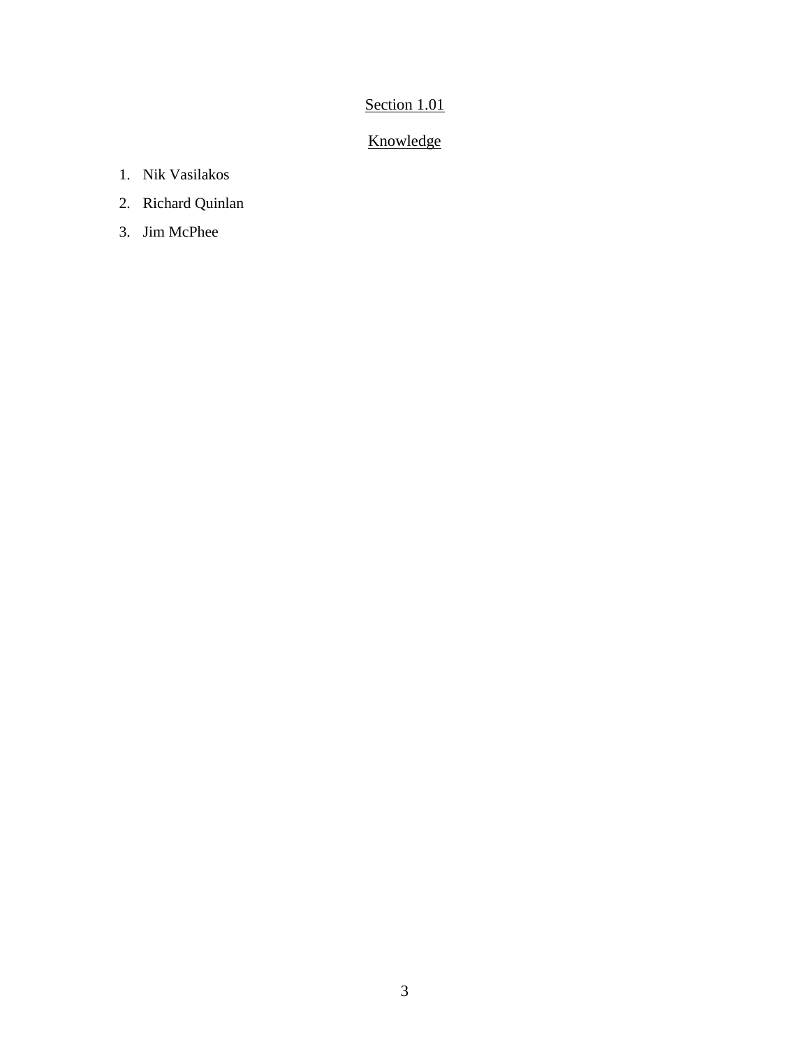## Section 1.01

## Knowledge

1. Nik Vasilakos
2. Richard Quinlan
3. Jim McPhee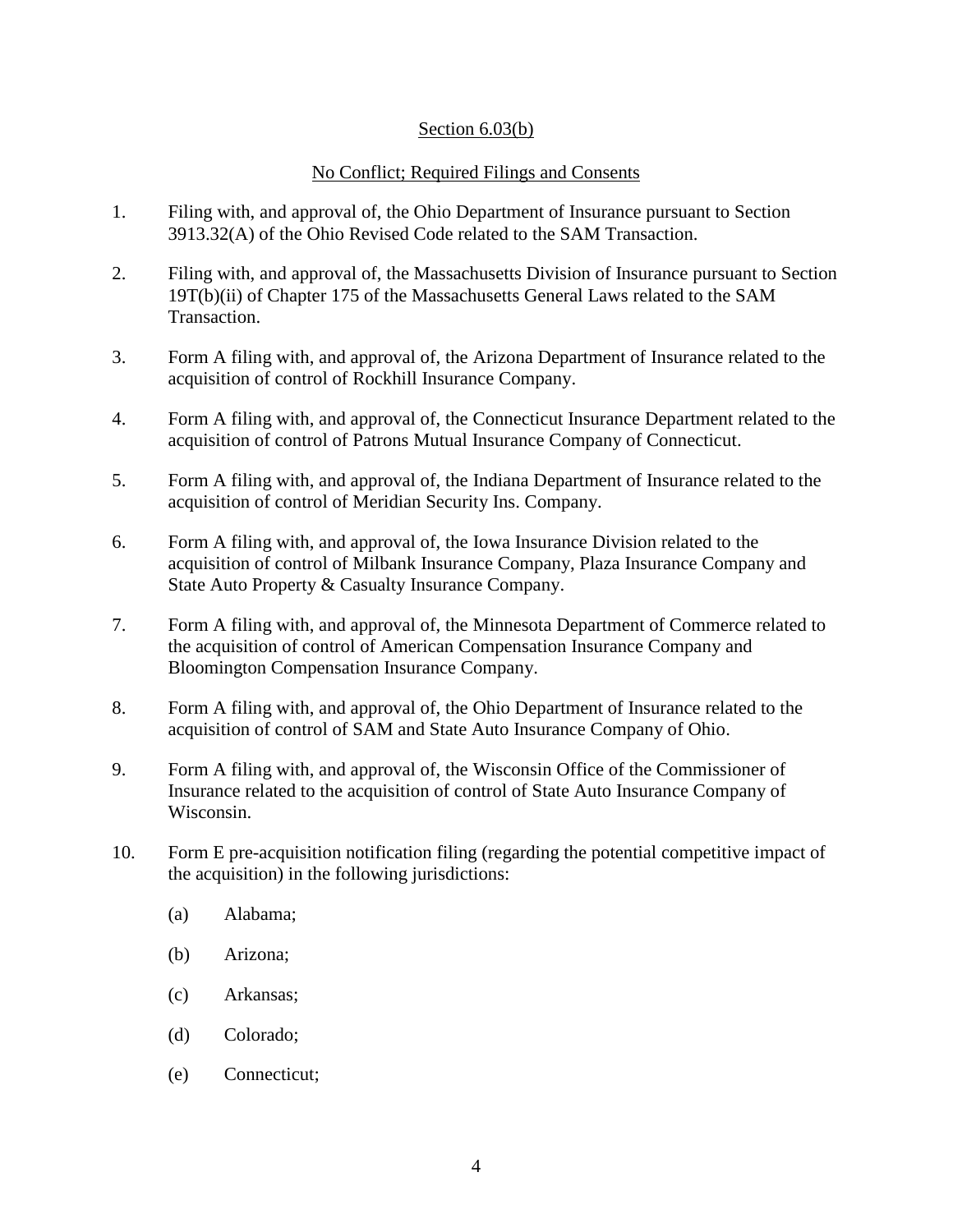Section 6.03(b)

No Conflict; Required Filings and Consents

1. Filing with, and approval of, the Ohio Department of Insurance pursuant to Section 3913.32(A) of the Ohio Revised Code related to the SAM Transaction.

2. Filing with, and approval of, the Massachusetts Division of Insurance pursuant to Section 19T(b)(ii) of Chapter 175 of the Massachusetts General Laws related to the SAM Transaction.

3. Form A filing with, and approval of, the Arizona Department of Insurance related to the acquisition of control of Rockhill Insurance Company.

4. Form A filing with, and approval of, the Connecticut Insurance Department related to the acquisition of control of Patrons Mutual Insurance Company of Connecticut.

5. Form A filing with, and approval of, the Indiana Department of Insurance related to the acquisition of control of Meridian Security Ins. Company.

6. Form A filing with, and approval of, the Iowa Insurance Division related to the acquisition of control of Milbank Insurance Company, Plaza Insurance Company and State Auto Property & Casualty Insurance Company.

7. Form A filing with, and approval of, the Minnesota Department of Commerce related to the acquisition of control of American Compensation Insurance Company and Bloomington Compensation Insurance Company.

8. Form A filing with, and approval of, the Ohio Department of Insurance related to the acquisition of control of SAM and State Auto Insurance Company of Ohio.

9. Form A filing with, and approval of, the Wisconsin Office of the Commissioner of Insurance related to the acquisition of control of State Auto Insurance Company of Wisconsin.

10. Form E pre-acquisition notification filing (regarding the potential competitive impact of the acquisition) in the following jurisdictions:

    (a) Alabama;

    (b) Arizona;

    (c) Arkansas;

    (d) Colorado;

    (e) Connecticut;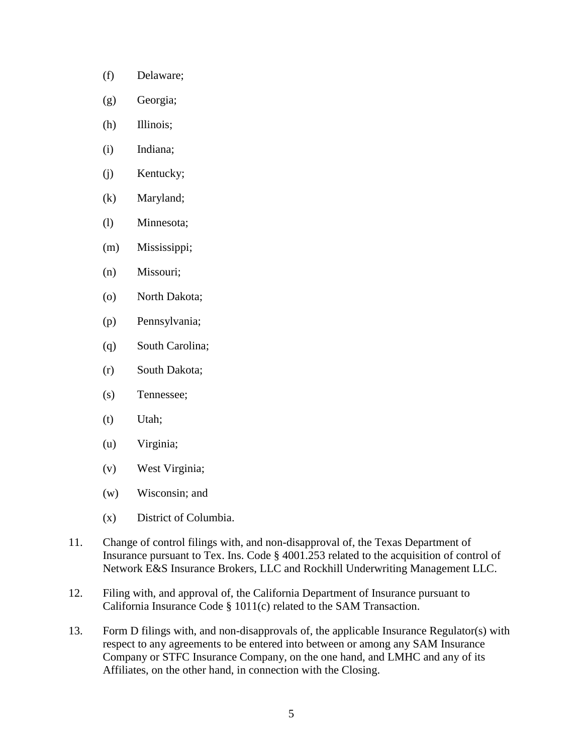(f) Delaware;

(g) Georgia;

(h) Illinois;

(i) Indiana;

(j) Kentucky;

(k) Maryland;

(l) Minnesota;

(m) Mississippi;

(n) Missouri;

(o) North Dakota;

(p) Pennsylvania;

(q) South Carolina;

(r) South Dakota;

(s) Tennessee;

(t) Utah;

(u) Virginia;

(v) West Virginia;

(w) Wisconsin; and

(x) District of Columbia.

11. Change of control filings with, and non-disapproval of, the Texas Department of Insurance pursuant to Tex. Ins. Code § 4001.253 related to the acquisition of control of Network E&S Insurance Brokers, LLC and Rockhill Underwriting Management LLC.

12. Filing with, and approval of, the California Department of Insurance pursuant to California Insurance Code § 1011(c) related to the SAM Transaction.

13. Form D filings with, and non-disapprovals of, the applicable Insurance Regulator(s) with respect to any agreements to be entered into between or among any SAM Insurance Company or STFC Insurance Company, on the one hand, and LMHC and any of its Affiliates, on the other hand, in connection with the Closing.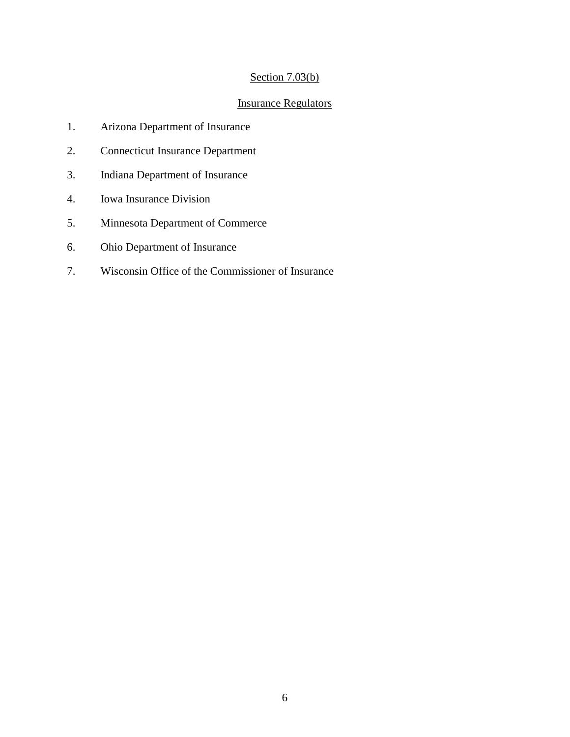Section 7.03(b)

Insurance Regulators

1. Arizona Department of Insurance
2. Connecticut Insurance Department
3. Indiana Department of Insurance
4. Iowa Insurance Division
5. Minnesota Department of Commerce
6. Ohio Department of Insurance
7. Wisconsin Office of the Commissioner of Insurance